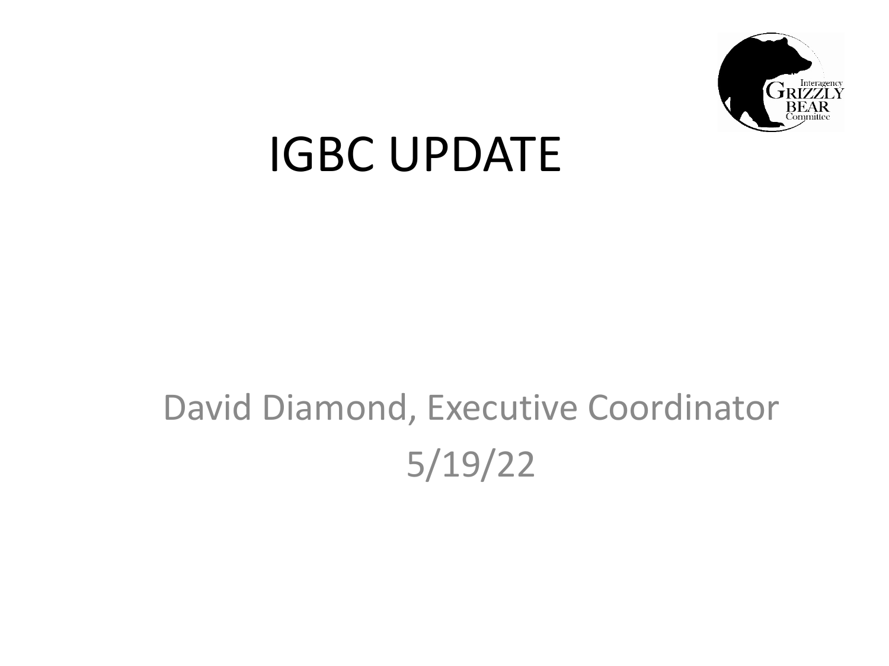# IGBC UPDATE

David Diamond, Executive Coordinator

5/19/22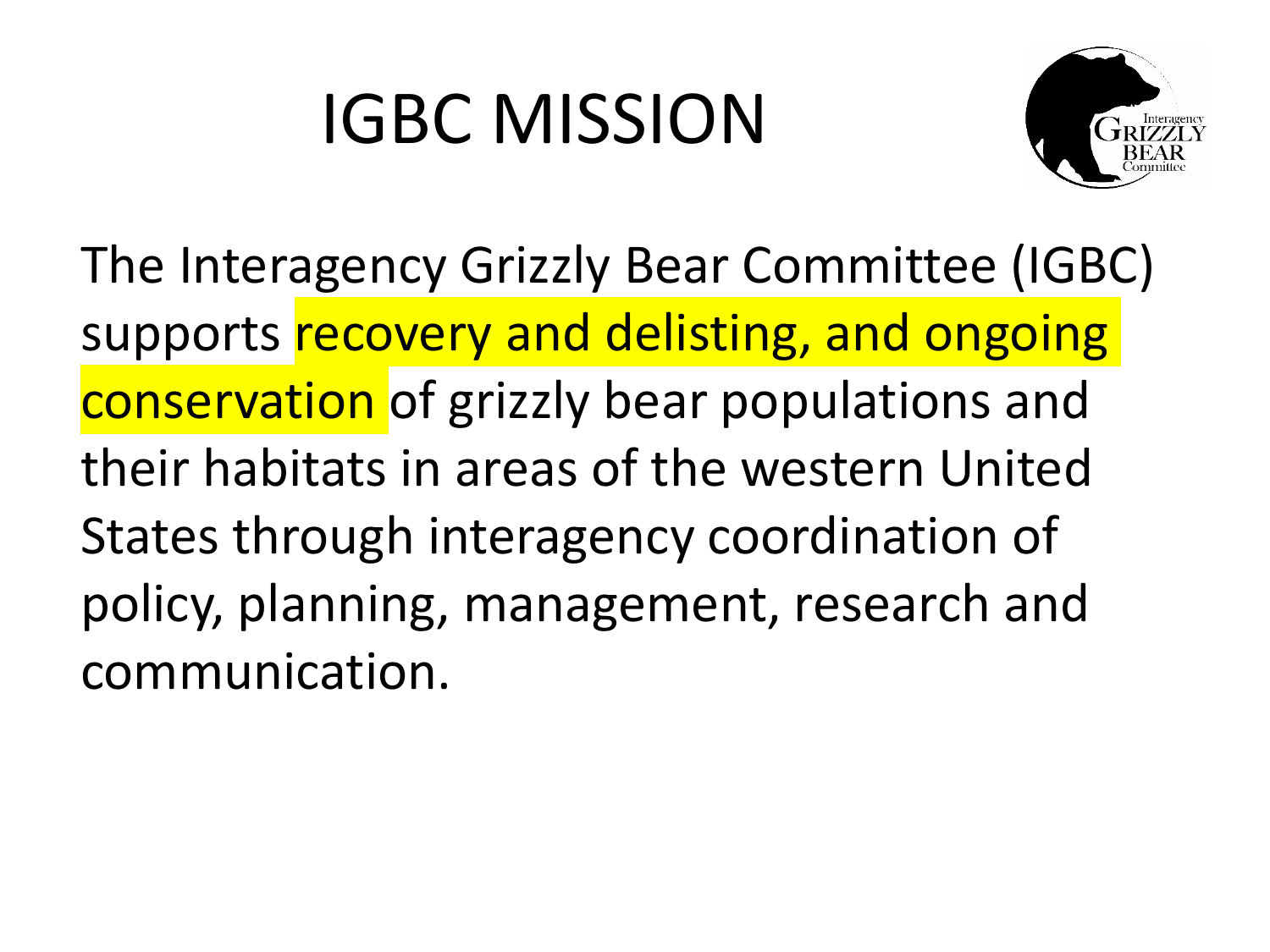# IGBC MISSION

The Interagency Grizzly Bear Committee (IGBC) supports recovery and delisting, and ongoing conservation of grizzly bear populations and their habitats in areas of the western United States through interagency coordination of policy, planning, management, research and communication.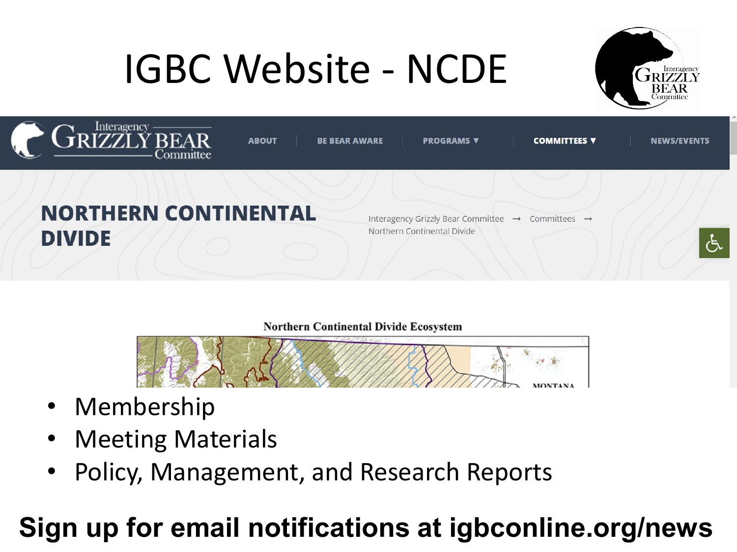# IGBC Website - NCDE

- Membership
- Meeting Materials
- Policy, Management, and Research Reports

**Sign up for email notifications at igbconline.org/news**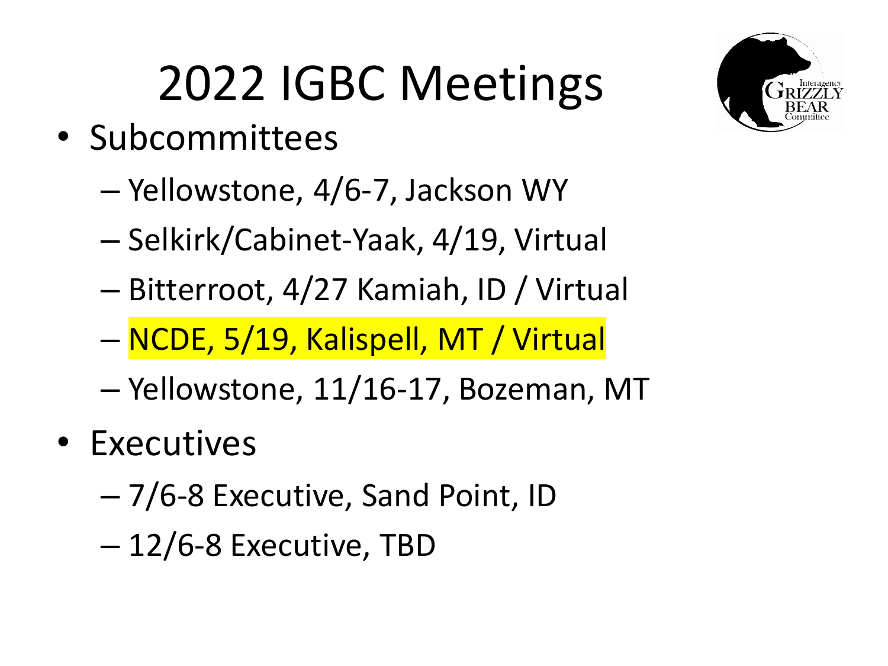# 2022 IGBC Meetings

- Subcommittees
  - Yellowstone, 4/6-7, Jackson WY
  - Selkirk/Cabinet-Yaak, 4/19, Virtual
  - Bitterroot, 4/27 Kamiah, ID / Virtual
  - NCDE, 5/19, Kalispell, MT / Virtual
  - Yellowstone, 11/16-17, Bozeman, MT
- Executives
  - 7/6-8 Executive, Sand Point, ID
  - 12/6-8 Executive, TBD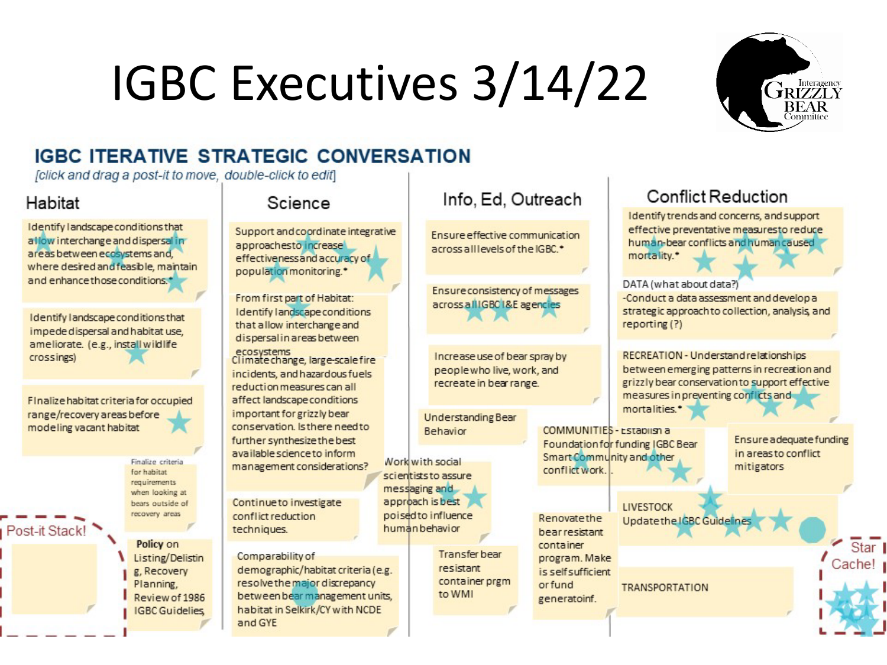# IGBC Executives 3/14/22

## IGBC ITERATIVE STRATEGIC CONVERSATION

*[click and drag a post-it to move, double-click to edit]*

### Habitat

- Identify landscape conditions that allow interchange and dispersal in areas between ecosystems and, where desired and feasible, maintain and enhance those conditions.*
- Identify landscape conditions that impede dispersal and habitat use, ameliorate. (e.g., install wildlife crossings)
- FInalize habitat criteria for occupied range/recovery areas before modeling vacant habitat
- Finalize criteria for habitat requirements when looking at bears outside of recovery areas
- **Policy** on Listing/Delisting, Recovery Planning, Review of 1986 IGBC Guidelies

### Science

- Support and coordinate integrative approaches to increase effectiveness and accuracy of population monitoring.*
- From first part of Habitat: Identify landscape conditions that allow interchange and dispersal in areas between ecosystems
- Climate change, large-scale fire incidents, and hazardous fuels reduction measures can all affect landscape conditions important for grizzly bear conservation. Is there need to further synthesize the best available science to inform management considerations?
- Continue to investigate conflict reduction techniques.
- Comparability of demographic/habitat criteria (e.g. resolve the major discrepancy between bear management units, habitat in Selkirk/CY with NCDE and GYE

### Info, Ed, Outreach

- Ensure effective communication across all levels of the IGBC.*
- Ensure consistency of messages across all IGBC I&E agencies
- Increase use of bear spray by people who live, work, and recreate in bear range.
- Understanding Bear Behavior
- Work with social scientists to assure messaging and approach is best poised to influence human behavior
- Transfer bear resistant container prgm to WMI
- Renovate the bear resistant container program. Make is self sufficient or fund generatoinf.

### Conflict Reduction

- Identify trends and concerns, and support effective preventative measures to reduce human-bear conflicts and human caused mortality.*
- DATA (what about data?) -Conduct a data assessment and develop a strategic approach to collection, analysis, and reporting (?)
- RECREATION - Understand relationships between emerging patterns in recreation and grizzly bear conservation to support effective measures in preventing conflicts and mortalities.*
- COMMUNITIES - Establish a Foundation for funding IGBC Bear Smart Community and other conflict work.
- Ensure adequate funding in areas to conflict mitigators
- LIVESTOCK Update the IGBC Guidelines
- TRANSPORTATION

Post-it Stack!

Star Cache!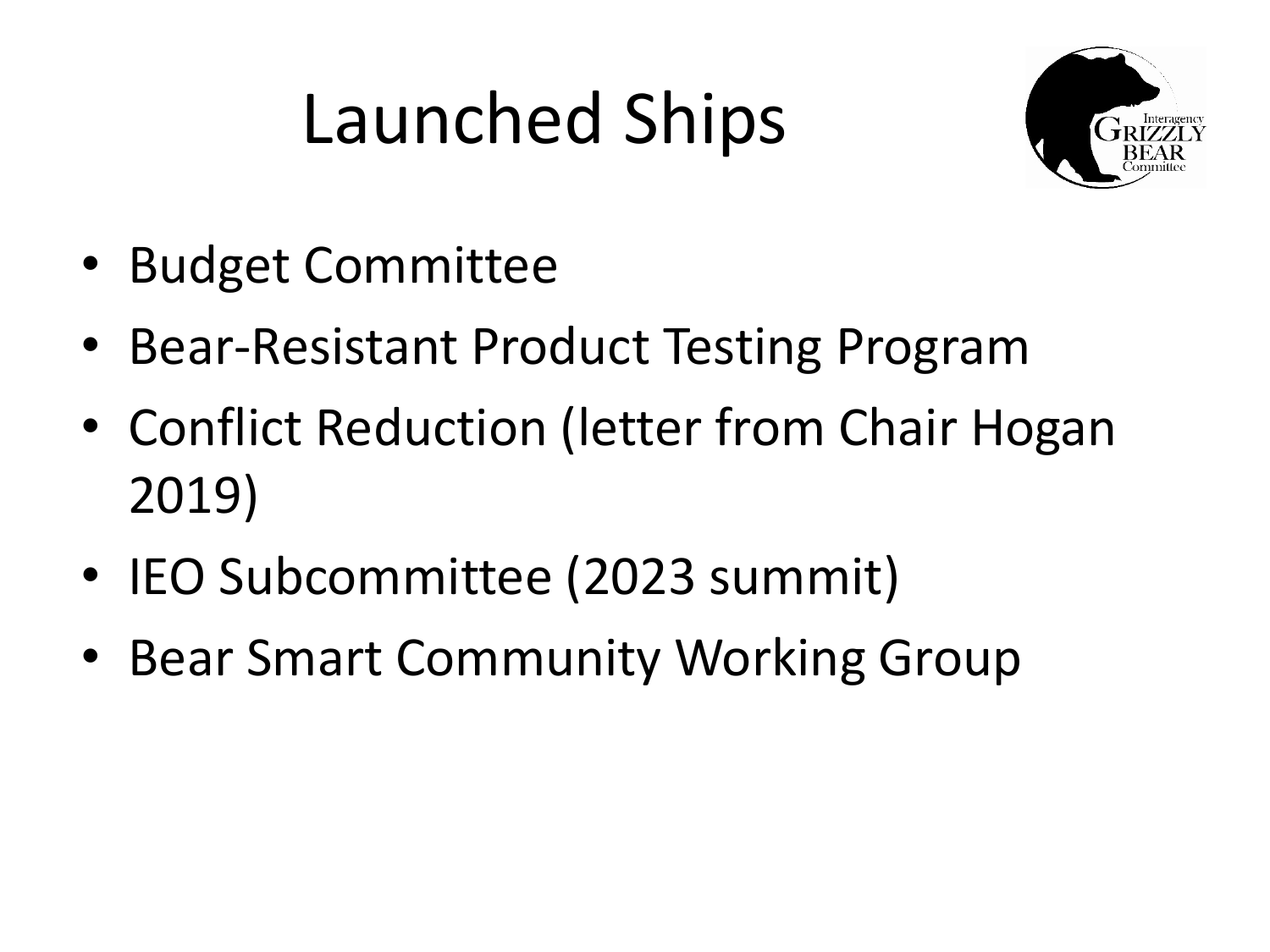# Launched Ships

- Budget Committee
- Bear-Resistant Product Testing Program
- Conflict Reduction (letter from Chair Hogan 2019)
- IEO Subcommittee (2023 summit)
- Bear Smart Community Working Group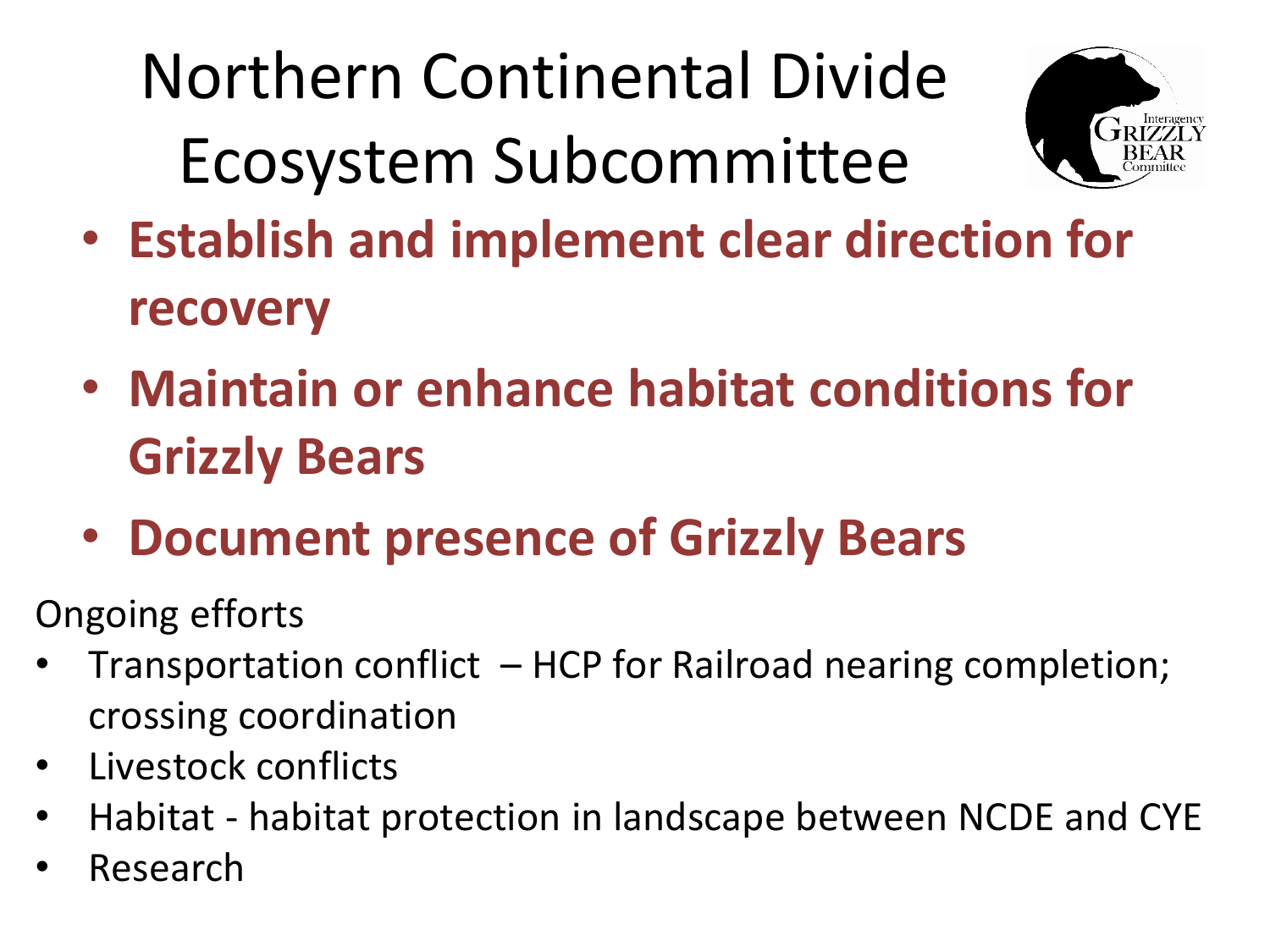# Northern Continental Divide Ecosystem Subcommittee

- **Establish and implement clear direction for recovery**
- **Maintain or enhance habitat conditions for Grizzly Bears**
- **Document presence of Grizzly Bears**

Ongoing efforts

- Transportation conflict – HCP for Railroad nearing completion; crossing coordination
- Livestock conflicts
- Habitat - habitat protection in landscape between NCDE and CYE
- Research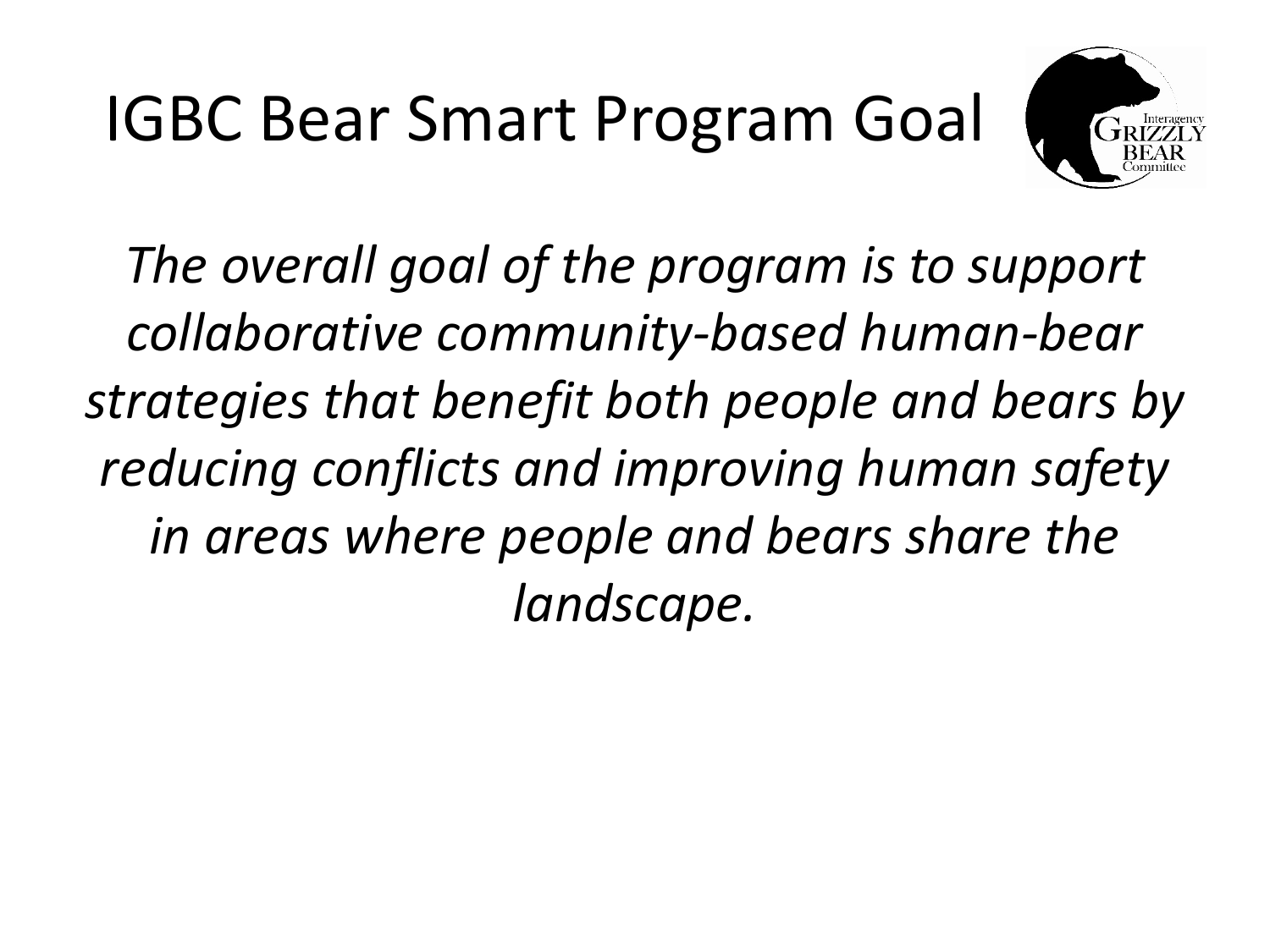# IGBC Bear Smart Program Goal

*The overall goal of the program is to support collaborative community-based human-bear strategies that benefit both people and bears by reducing conflicts and improving human safety in areas where people and bears share the landscape.*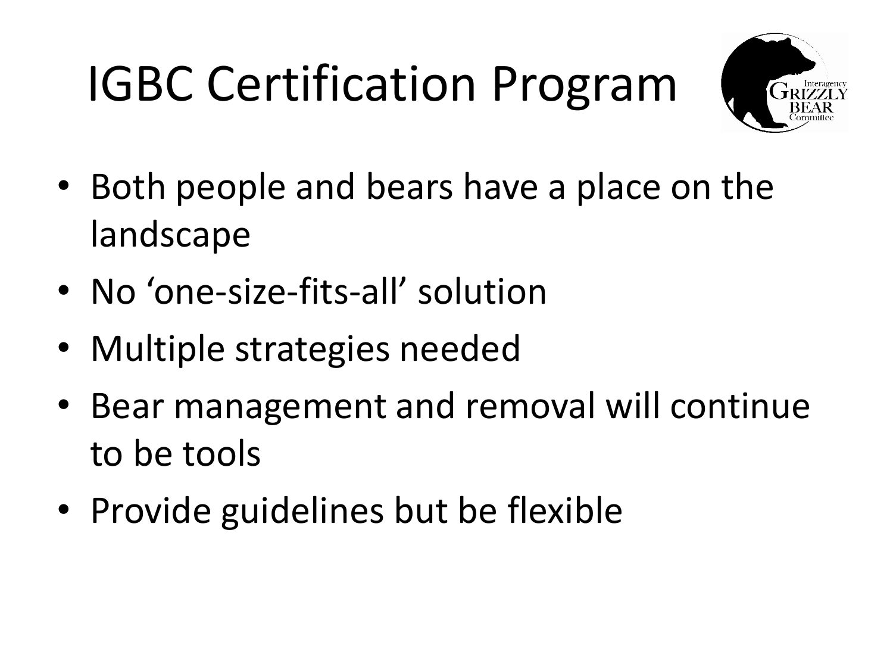# IGBC Certification Program

- Both people and bears have a place on the landscape
- No 'one-size-fits-all' solution
- Multiple strategies needed
- Bear management and removal will continue to be tools
- Provide guidelines but be flexible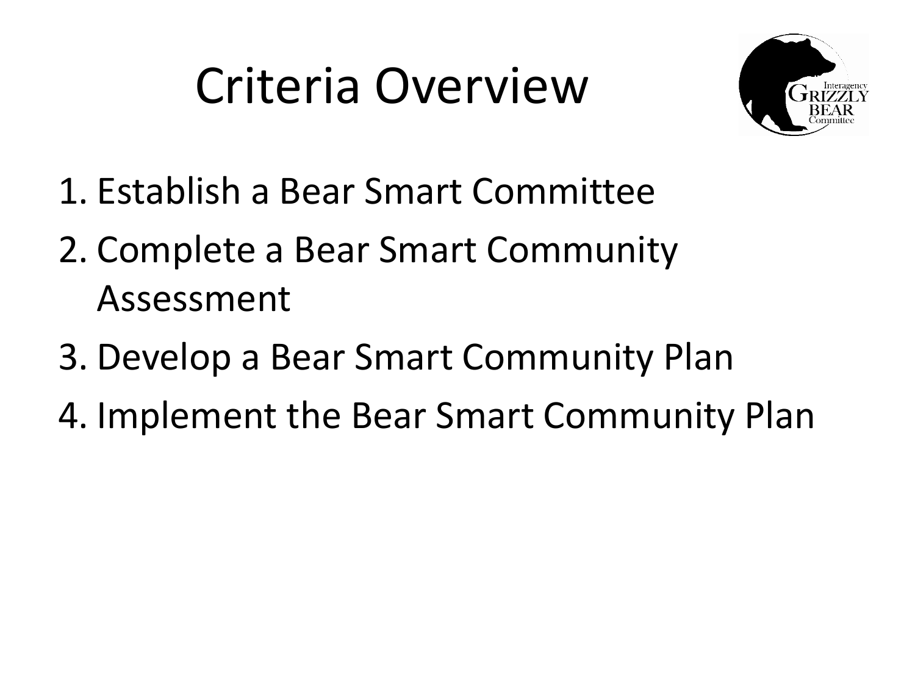# Criteria Overview

1. Establish a Bear Smart Committee
2. Complete a Bear Smart Community Assessment
3. Develop a Bear Smart Community Plan
4. Implement the Bear Smart Community Plan